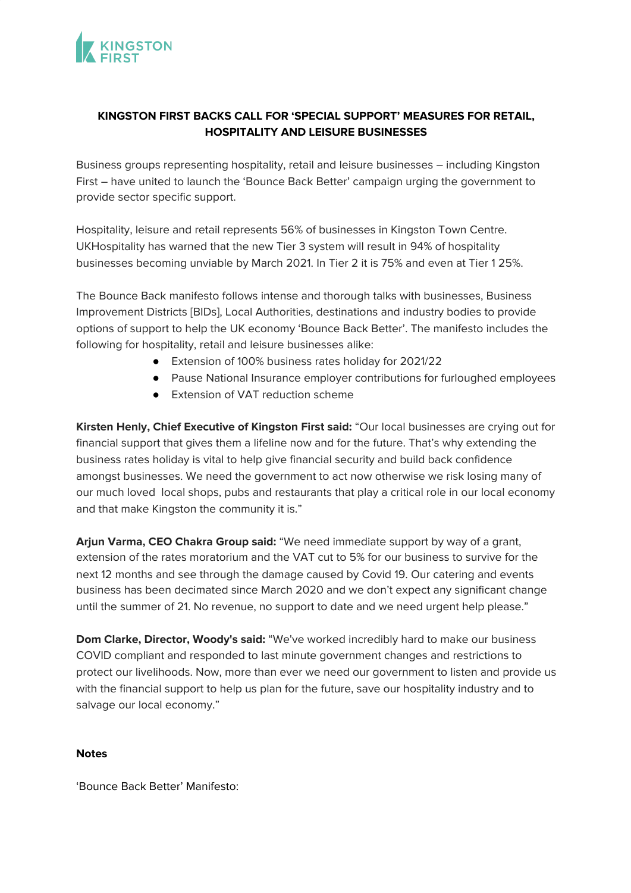KINGSTON FIRST

**KINGSTON FIRST BACKS CALL FOR 'SPECIAL SUPPORT' MEASURES FOR RETAIL, HOSPITALITY AND LEISURE BUSINESSES**

Business groups representing hospitality, retail and leisure businesses – including Kingston First – have united to launch the 'Bounce Back Better' campaign urging the government to provide sector specific support.

Hospitality, leisure and retail represents 56% of businesses in Kingston Town Centre. UKHospitality has warned that the new Tier 3 system will result in 94% of hospitality businesses becoming unviable by March 2021. In Tier 2 it is 75% and even at Tier 1 25%.

The Bounce Back manifesto follows intense and thorough talks with businesses, Business Improvement Districts [BIDs], Local Authorities, destinations and industry bodies to provide options of support to help the UK economy 'Bounce Back Better'. The manifesto includes the following for hospitality, retail and leisure businesses alike:

- Extension of 100% business rates holiday for 2021/22
- Pause National Insurance employer contributions for furloughed employees
- Extension of VAT reduction scheme

**Kirsten Henly, Chief Executive of Kingston First said:** "Our local businesses are crying out for financial support that gives them a lifeline now and for the future. That's why extending the business rates holiday is vital to help give financial security and build back confidence amongst businesses. We need the government to act now otherwise we risk losing many of our much loved local shops, pubs and restaurants that play a critical role in our local economy and that make Kingston the community it is."

**Arjun Varma, CEO Chakra Group said:** "We need immediate support by way of a grant, extension of the rates moratorium and the VAT cut to 5% for our business to survive for the next 12 months and see through the damage caused by Covid 19. Our catering and events business has been decimated since March 2020 and we don't expect any significant change until the summer of 21. No revenue, no support to date and we need urgent help please."

**Dom Clarke, Director, Woody's said:** "We've worked incredibly hard to make our business COVID compliant and responded to last minute government changes and restrictions to protect our livelihoods. Now, more than ever we need our government to listen and provide us with the financial support to help us plan for the future, save our hospitality industry and to salvage our local economy."

**Notes**

'Bounce Back Better' Manifesto: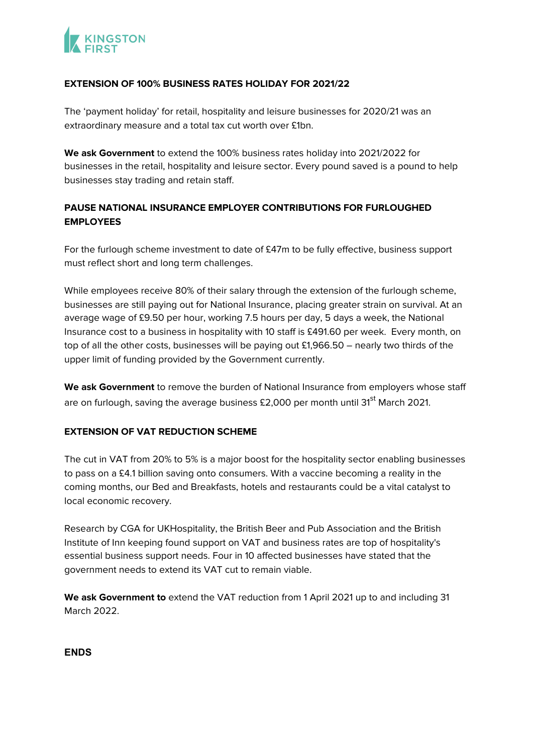## EXTENSION OF 100% BUSINESS RATES HOLIDAY FOR 2021/22

The 'payment holiday' for retail, hospitality and leisure businesses for 2020/21 was an extraordinary measure and a total tax cut worth over £1bn.

**We ask Government** to extend the 100% business rates holiday into 2021/2022 for businesses in the retail, hospitality and leisure sector. Every pound saved is a pound to help businesses stay trading and retain staff.

## PAUSE NATIONAL INSURANCE EMPLOYER CONTRIBUTIONS FOR FURLOUGHED EMPLOYEES

For the furlough scheme investment to date of £47m to be fully effective, business support must reflect short and long term challenges.

While employees receive 80% of their salary through the extension of the furlough scheme, businesses are still paying out for National Insurance, placing greater strain on survival. At an average wage of £9.50 per hour, working 7.5 hours per day, 5 days a week, the National Insurance cost to a business in hospitality with 10 staff is £491.60 per week. Every month, on top of all the other costs, businesses will be paying out £1,966.50 – nearly two thirds of the upper limit of funding provided by the Government currently.

**We ask Government** to remove the burden of National Insurance from employers whose staff are on furlough, saving the average business £2,000 per month until 31st March 2021.

## EXTENSION OF VAT REDUCTION SCHEME

The cut in VAT from 20% to 5% is a major boost for the hospitality sector enabling businesses to pass on a £4.1 billion saving onto consumers. With a vaccine becoming a reality in the coming months, our Bed and Breakfasts, hotels and restaurants could be a vital catalyst to local economic recovery.

Research by CGA for UKHospitality, the British Beer and Pub Association and the British Institute of Inn keeping found support on VAT and business rates are top of hospitality's essential business support needs. Four in 10 affected businesses have stated that the government needs to extend its VAT cut to remain viable.

**We ask Government to** extend the VAT reduction from 1 April 2021 up to and including 31 March 2022.

**ENDS**